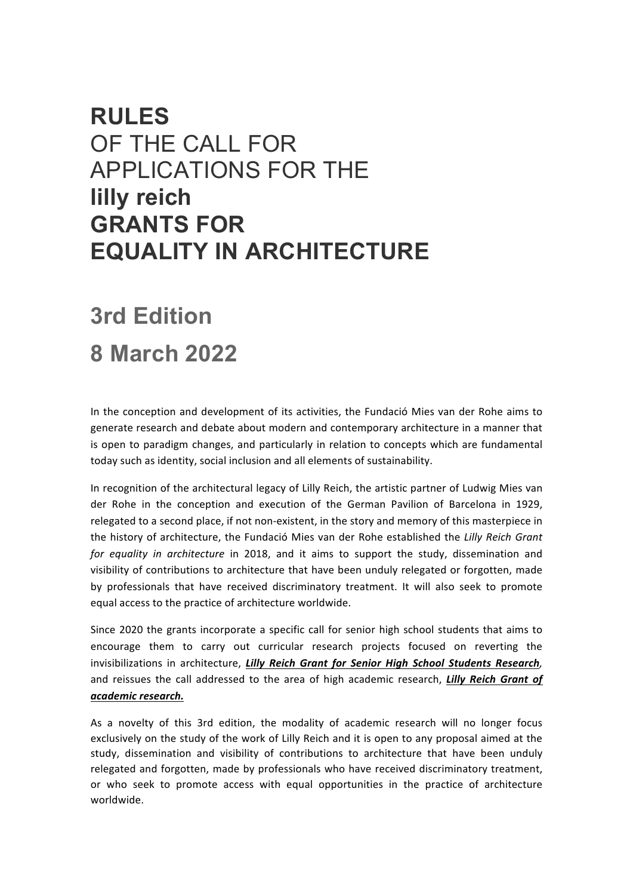# **RULES** OF THE CALL FOR APPLICATIONS FOR THE **lilly reich GRANTS FOR EQUALITY IN ARCHITECTURE**

## 3rd Edition

## 8 March 2022

In the conception and development of its activities, the Fundació Mies van der Rohe aims to generate research and debate about modern and contemporary architecture in a manner that is open to paradigm changes, and particularly in relation to concepts which are fundamental today such as identity, social inclusion and all elements of sustainability.

In recognition of the architectural legacy of Lilly Reich, the artistic partner of Ludwig Mies van der Rohe in the conception and execution of the German Pavilion of Barcelona in 1929, relegated to a second place, if not non-existent, in the story and memory of this masterpiece in the history of architecture, the Fundació Mies van der Rohe established the *Lilly Reich Grant for equality in architecture* in 2018, and it aims to support the study, dissemination and visibility of contributions to architecture that have been unduly relegated or forgotten, made by professionals that have received discriminatory treatment. It will also seek to promote equal access to the practice of architecture worldwide.

Since 2020 the grants incorporate a specific call for senior high school students that aims to encourage them to carry out curricular research projects focused on reverting the invisibilizations in architecture, ***Lilly Reich Grant for Senior High School Students Research***, and reissues the call addressed to the area of high academic research, ***Lilly Reich Grant of academic research.***

As a novelty of this 3rd edition, the modality of academic research will no longer focus exclusively on the study of the work of Lilly Reich and it is open to any proposal aimed at the study, dissemination and visibility of contributions to architecture that have been unduly relegated and forgotten, made by professionals who have received discriminatory treatment, or who seek to promote access with equal opportunities in the practice of architecture worldwide.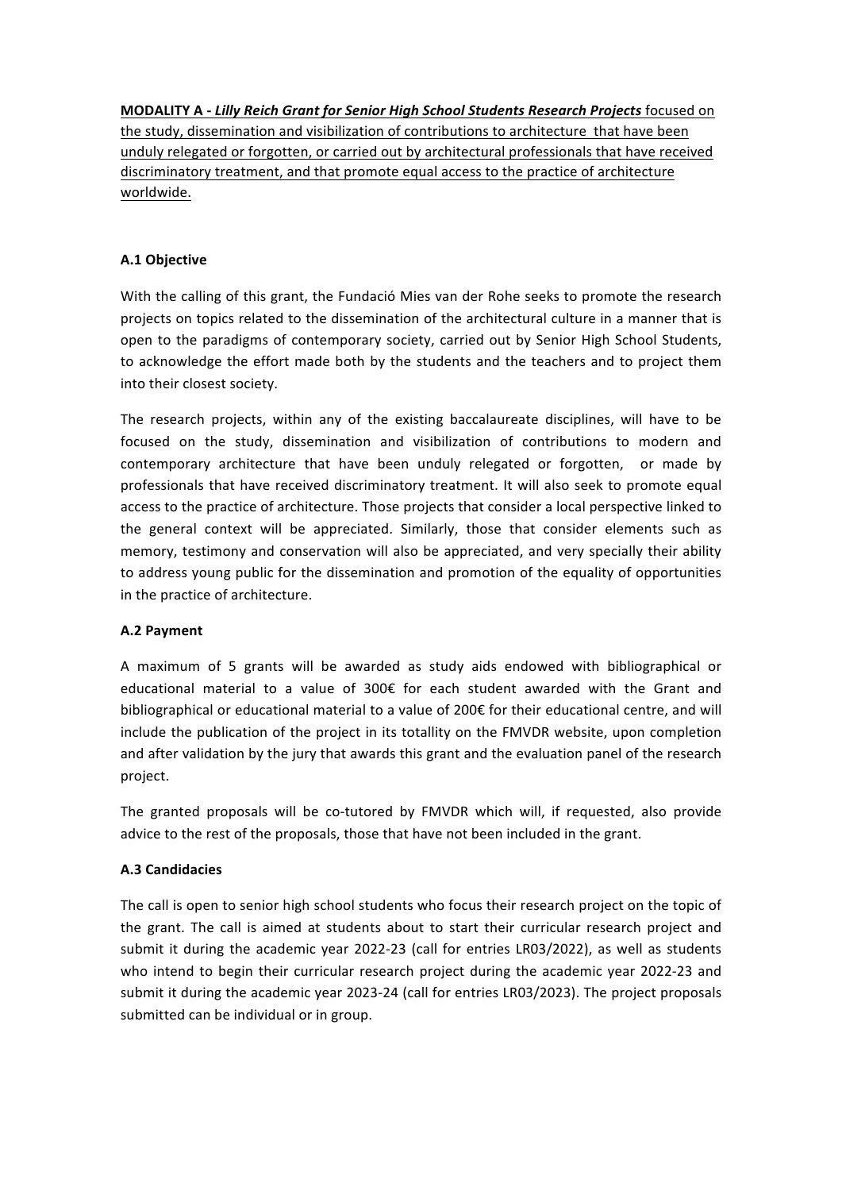**MODALITY A - *Lilly Reich Grant for Senior High School Students Research Projects*** focused on the study, dissemination and visibilization of contributions to architecture that have been unduly relegated or forgotten, or carried out by architectural professionals that have received discriminatory treatment, and that promote equal access to the practice of architecture worldwide.

**A.1 Objective**

With the calling of this grant, the Fundació Mies van der Rohe seeks to promote the research projects on topics related to the dissemination of the architectural culture in a manner that is open to the paradigms of contemporary society, carried out by Senior High School Students, to acknowledge the effort made both by the students and the teachers and to project them into their closest society.

The research projects, within any of the existing baccalaureate disciplines, will have to be focused on the study, dissemination and visibilization of contributions to modern and contemporary architecture that have been unduly relegated or forgotten, or made by professionals that have received discriminatory treatment. It will also seek to promote equal access to the practice of architecture. Those projects that consider a local perspective linked to the general context will be appreciated. Similarly, those that consider elements such as memory, testimony and conservation will also be appreciated, and very specially their ability to address young public for the dissemination and promotion of the equality of opportunities in the practice of architecture.

**A.2 Payment**

A maximum of 5 grants will be awarded as study aids endowed with bibliographical or educational material to a value of 300€ for each student awarded with the Grant and bibliographical or educational material to a value of 200€ for their educational centre, and will include the publication of the project in its totallity on the FMVDR website, upon completion and after validation by the jury that awards this grant and the evaluation panel of the research project.

The granted proposals will be co-tutored by FMVDR which will, if requested, also provide advice to the rest of the proposals, those that have not been included in the grant.

**A.3 Candidacies**

The call is open to senior high school students who focus their research project on the topic of the grant. The call is aimed at students about to start their curricular research project and submit it during the academic year 2022-23 (call for entries LR03/2022), as well as students who intend to begin their curricular research project during the academic year 2022-23 and submit it during the academic year 2023-24 (call for entries LR03/2023). The project proposals submitted can be individual or in group.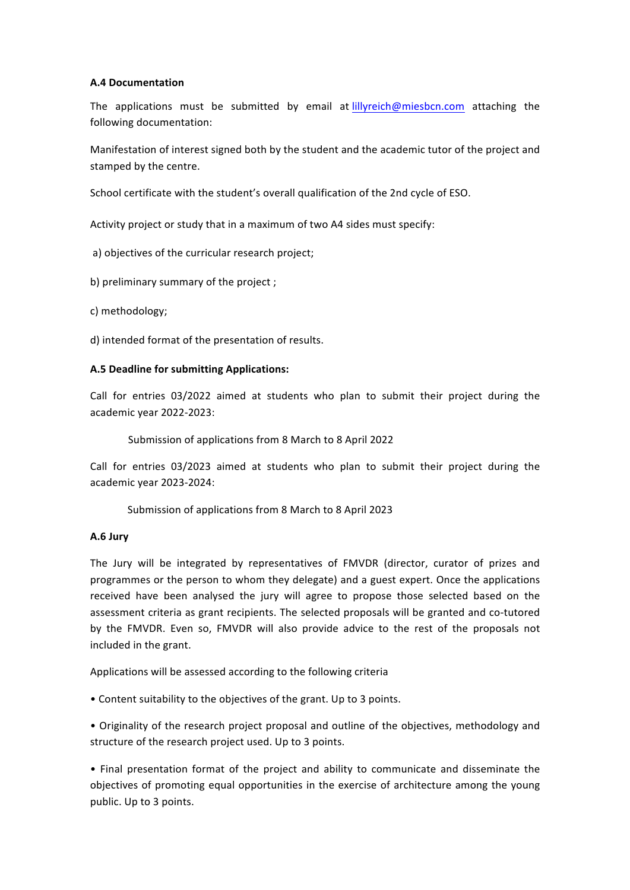**A.4 Documentation**

The applications must be submitted by email at [lillyreich@miesbcn.com](mailto:lillyreich@miesbcn.com) attaching the following documentation:

Manifestation of interest signed both by the student and the academic tutor of the project and stamped by the centre.

School certificate with the student's overall qualification of the 2nd cycle of ESO.

Activity project or study that in a maximum of two A4 sides must specify:

a) objectives of the curricular research project;

b) preliminary summary of the project ;

c) methodology;

d) intended format of the presentation of results.

**A.5 Deadline for submitting Applications:**

Call for entries 03/2022 aimed at students who plan to submit their project during the academic year 2022-2023:

Submission of applications from 8 March to 8 April 2022

Call for entries 03/2023 aimed at students who plan to submit their project during the academic year 2023-2024:

Submission of applications from 8 March to 8 April 2023

**A.6 Jury**

The Jury will be integrated by representatives of FMVDR (director, curator of prizes and programmes or the person to whom they delegate) and a guest expert. Once the applications received have been analysed the jury will agree to propose those selected based on the assessment criteria as grant recipients. The selected proposals will be granted and co-tutored by the FMVDR. Even so, FMVDR will also provide advice to the rest of the proposals not included in the grant.

Applications will be assessed according to the following criteria

- Content suitability to the objectives of the grant. Up to 3 points.

- Originality of the research project proposal and outline of the objectives, methodology and structure of the research project used. Up to 3 points.

- Final presentation format of the project and ability to communicate and disseminate the objectives of promoting equal opportunities in the exercise of architecture among the young public. Up to 3 points.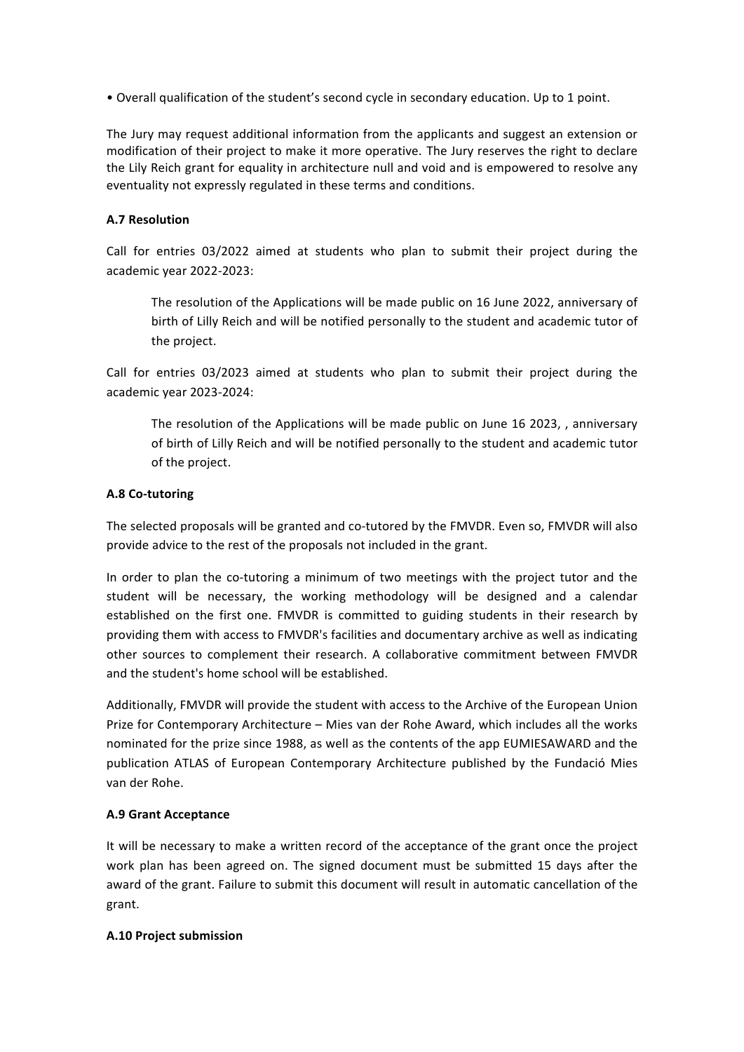• Overall qualification of the student's second cycle in secondary education. Up to 1 point.

The Jury may request additional information from the applicants and suggest an extension or modification of their project to make it more operative. The Jury reserves the right to declare the Lily Reich grant for equality in architecture null and void and is empowered to resolve any eventuality not expressly regulated in these terms and conditions.

**A.7 Resolution**

Call for entries 03/2022 aimed at students who plan to submit their project during the academic year 2022-2023:

> The resolution of the Applications will be made public on 16 June 2022, anniversary of birth of Lilly Reich and will be notified personally to the student and academic tutor of the project.

Call for entries 03/2023 aimed at students who plan to submit their project during the academic year 2023-2024:

> The resolution of the Applications will be made public on June 16 2023, , anniversary of birth of Lilly Reich and will be notified personally to the student and academic tutor of the project.

**A.8 Co-tutoring**

The selected proposals will be granted and co-tutored by the FMVDR. Even so, FMVDR will also provide advice to the rest of the proposals not included in the grant.

In order to plan the co-tutoring a minimum of two meetings with the project tutor and the student will be necessary, the working methodology will be designed and a calendar established on the first one. FMVDR is committed to guiding students in their research by providing them with access to FMVDR's facilities and documentary archive as well as indicating other sources to complement their research. A collaborative commitment between FMVDR and the student's home school will be established.

Additionally, FMVDR will provide the student with access to the Archive of the European Union Prize for Contemporary Architecture – Mies van der Rohe Award, which includes all the works nominated for the prize since 1988, as well as the contents of the app EUMIESAWARD and the publication ATLAS of European Contemporary Architecture published by the Fundació Mies van der Rohe.

**A.9 Grant Acceptance**

It will be necessary to make a written record of the acceptance of the grant once the project work plan has been agreed on. The signed document must be submitted 15 days after the award of the grant. Failure to submit this document will result in automatic cancellation of the grant.

**A.10 Project submission**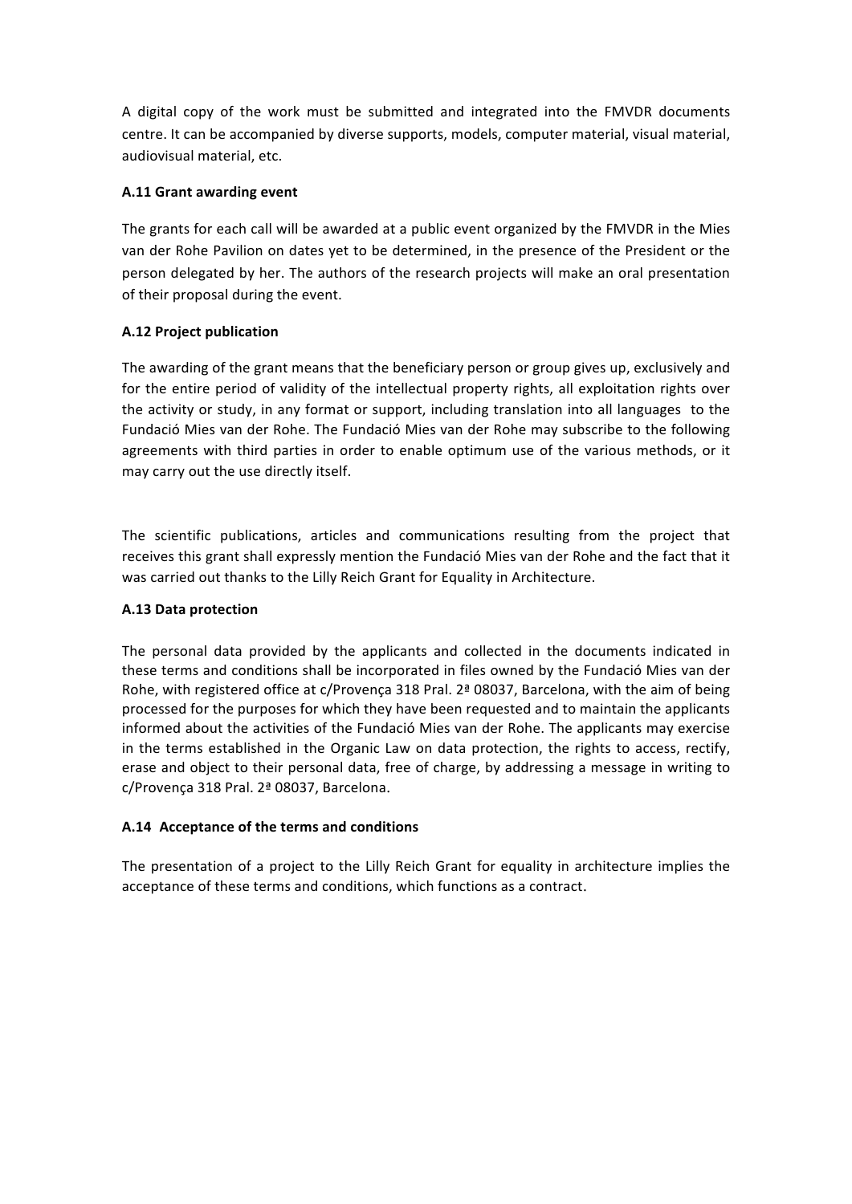A digital copy of the work must be submitted and integrated into the FMVDR documents centre. It can be accompanied by diverse supports, models, computer material, visual material, audiovisual material, etc.

**A.11 Grant awarding event**

The grants for each call will be awarded at a public event organized by the FMVDR in the Mies van der Rohe Pavilion on dates yet to be determined, in the presence of the President or the person delegated by her. The authors of the research projects will make an oral presentation of their proposal during the event.

**A.12 Project publication**

The awarding of the grant means that the beneficiary person or group gives up, exclusively and for the entire period of validity of the intellectual property rights, all exploitation rights over the activity or study, in any format or support, including translation into all languages to the Fundació Mies van der Rohe. The Fundació Mies van der Rohe may subscribe to the following agreements with third parties in order to enable optimum use of the various methods, or it may carry out the use directly itself.

The scientific publications, articles and communications resulting from the project that receives this grant shall expressly mention the Fundació Mies van der Rohe and the fact that it was carried out thanks to the Lilly Reich Grant for Equality in Architecture.

**A.13 Data protection**

The personal data provided by the applicants and collected in the documents indicated in these terms and conditions shall be incorporated in files owned by the Fundació Mies van der Rohe, with registered office at c/Provença 318 Pral. 2ª 08037, Barcelona, with the aim of being processed for the purposes for which they have been requested and to maintain the applicants informed about the activities of the Fundació Mies van der Rohe. The applicants may exercise in the terms established in the Organic Law on data protection, the rights to access, rectify, erase and object to their personal data, free of charge, by addressing a message in writing to c/Provença 318 Pral. 2ª 08037, Barcelona.

**A.14 Acceptance of the terms and conditions**

The presentation of a project to the Lilly Reich Grant for equality in architecture implies the acceptance of these terms and conditions, which functions as a contract.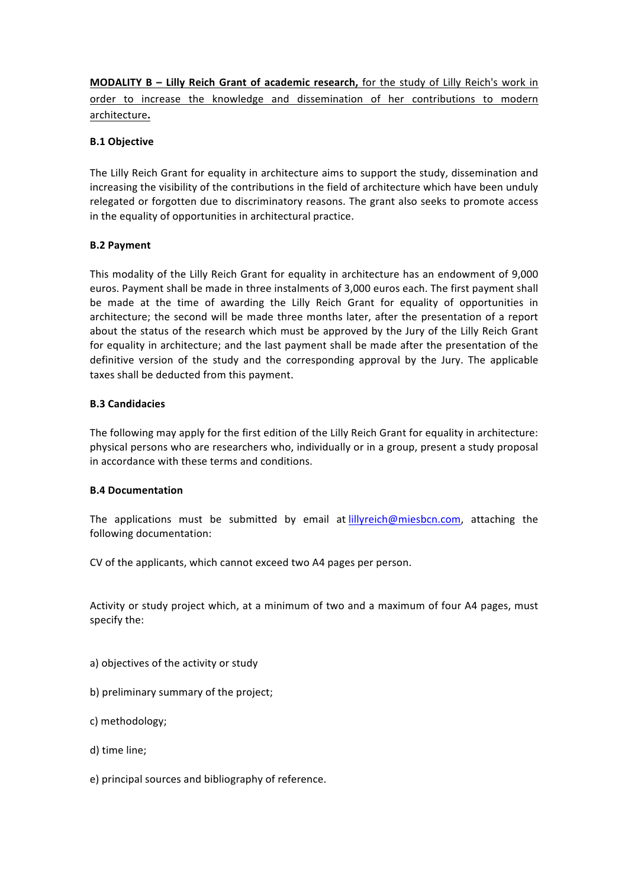**MODALITY B – Lilly Reich Grant of academic research,** for the study of Lilly Reich's work in order to increase the knowledge and dissemination of her contributions to modern architecture**.**

**B.1 Objective**

The Lilly Reich Grant for equality in architecture aims to support the study, dissemination and increasing the visibility of the contributions in the field of architecture which have been unduly relegated or forgotten due to discriminatory reasons. The grant also seeks to promote access in the equality of opportunities in architectural practice.

**B.2 Payment**

This modality of the Lilly Reich Grant for equality in architecture has an endowment of 9,000 euros. Payment shall be made in three instalments of 3,000 euros each. The first payment shall be made at the time of awarding the Lilly Reich Grant for equality of opportunities in architecture; the second will be made three months later, after the presentation of a report about the status of the research which must be approved by the Jury of the Lilly Reich Grant for equality in architecture; and the last payment shall be made after the presentation of the definitive version of the study and the corresponding approval by the Jury. The applicable taxes shall be deducted from this payment.

**B.3 Candidacies**

The following may apply for the first edition of the Lilly Reich Grant for equality in architecture: physical persons who are researchers who, individually or in a group, present a study proposal in accordance with these terms and conditions.

**B.4 Documentation**

The applications must be submitted by email at lillyreich@miesbcn.com, attaching the following documentation:

CV of the applicants, which cannot exceed two A4 pages per person.

Activity or study project which, at a minimum of two and a maximum of four A4 pages, must specify the:

a) objectives of the activity or study

b) preliminary summary of the project;

c) methodology;

d) time line;

e) principal sources and bibliography of reference.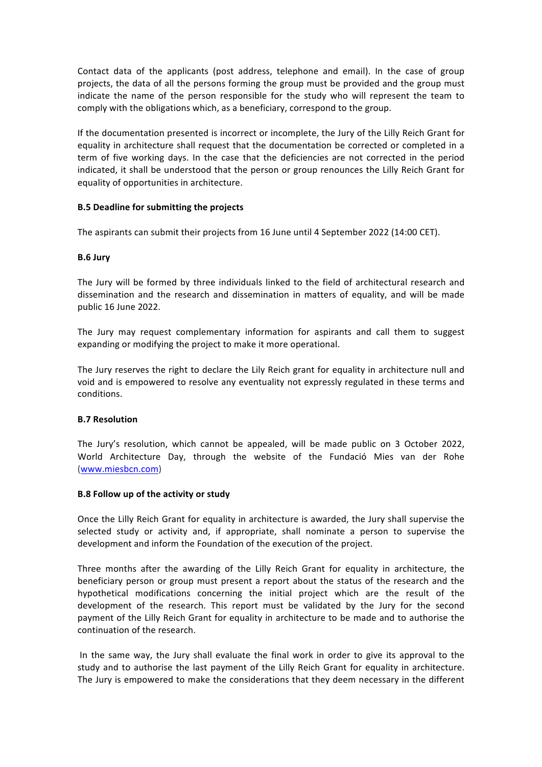Contact data of the applicants (post address, telephone and email). In the case of group projects, the data of all the persons forming the group must be provided and the group must indicate the name of the person responsible for the study who will represent the team to comply with the obligations which, as a beneficiary, correspond to the group.

If the documentation presented is incorrect or incomplete, the Jury of the Lilly Reich Grant for equality in architecture shall request that the documentation be corrected or completed in a term of five working days. In the case that the deficiencies are not corrected in the period indicated, it shall be understood that the person or group renounces the Lilly Reich Grant for equality of opportunities in architecture.

**B.5 Deadline for submitting the projects**

The aspirants can submit their projects from 16 June until 4 September 2022 (14:00 CET).

**B.6 Jury**

The Jury will be formed by three individuals linked to the field of architectural research and dissemination and the research and dissemination in matters of equality, and will be made public 16 June 2022.

The Jury may request complementary information for aspirants and call them to suggest expanding or modifying the project to make it more operational.

The Jury reserves the right to declare the Lily Reich grant for equality in architecture null and void and is empowered to resolve any eventuality not expressly regulated in these terms and conditions.

**B.7 Resolution**

The Jury's resolution, which cannot be appealed, will be made public on 3 October 2022, World Architecture Day, through the website of the Fundació Mies van der Rohe (www.miesbcn.com)

**B.8 Follow up of the activity or study**

Once the Lilly Reich Grant for equality in architecture is awarded, the Jury shall supervise the selected study or activity and, if appropriate, shall nominate a person to supervise the development and inform the Foundation of the execution of the project.

Three months after the awarding of the Lilly Reich Grant for equality in architecture, the beneficiary person or group must present a report about the status of the research and the hypothetical modifications concerning the initial project which are the result of the development of the research. This report must be validated by the Jury for the second payment of the Lilly Reich Grant for equality in architecture to be made and to authorise the continuation of the research.

In the same way, the Jury shall evaluate the final work in order to give its approval to the study and to authorise the last payment of the Lilly Reich Grant for equality in architecture. The Jury is empowered to make the considerations that they deem necessary in the different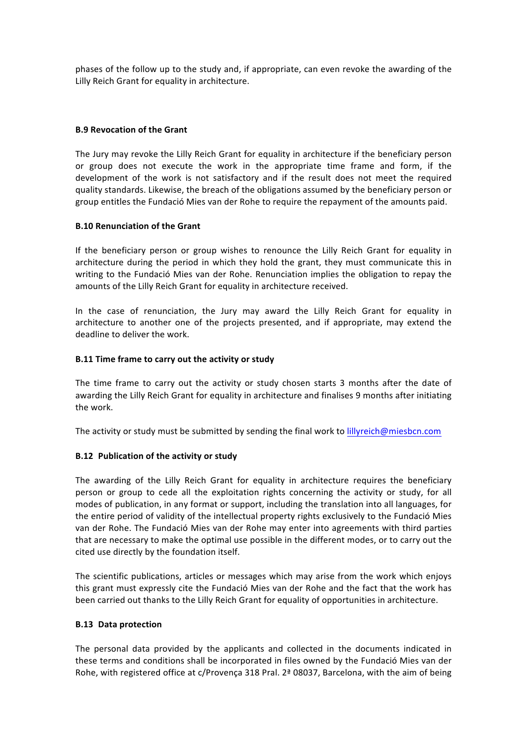phases of the follow up to the study and, if appropriate, can even revoke the awarding of the Lilly Reich Grant for equality in architecture.

**B.9 Revocation of the Grant**

The Jury may revoke the Lilly Reich Grant for equality in architecture if the beneficiary person or group does not execute the work in the appropriate time frame and form, if the development of the work is not satisfactory and if the result does not meet the required quality standards. Likewise, the breach of the obligations assumed by the beneficiary person or group entitles the Fundació Mies van der Rohe to require the repayment of the amounts paid.

**B.10 Renunciation of the Grant**

If the beneficiary person or group wishes to renounce the Lilly Reich Grant for equality in architecture during the period in which they hold the grant, they must communicate this in writing to the Fundació Mies van der Rohe. Renunciation implies the obligation to repay the amounts of the Lilly Reich Grant for equality in architecture received.

In the case of renunciation, the Jury may award the Lilly Reich Grant for equality in architecture to another one of the projects presented, and if appropriate, may extend the deadline to deliver the work.

**B.11 Time frame to carry out the activity or study**

The time frame to carry out the activity or study chosen starts 3 months after the date of awarding the Lilly Reich Grant for equality in architecture and finalises 9 months after initiating the work.

The activity or study must be submitted by sending the final work to lillyreich@miesbcn.com

**B.12 Publication of the activity or study**

The awarding of the Lilly Reich Grant for equality in architecture requires the beneficiary person or group to cede all the exploitation rights concerning the activity or study, for all modes of publication, in any format or support, including the translation into all languages, for the entire period of validity of the intellectual property rights exclusively to the Fundació Mies van der Rohe. The Fundació Mies van der Rohe may enter into agreements with third parties that are necessary to make the optimal use possible in the different modes, or to carry out the cited use directly by the foundation itself.

The scientific publications, articles or messages which may arise from the work which enjoys this grant must expressly cite the Fundació Mies van der Rohe and the fact that the work has been carried out thanks to the Lilly Reich Grant for equality of opportunities in architecture.

**B.13 Data protection**

The personal data provided by the applicants and collected in the documents indicated in these terms and conditions shall be incorporated in files owned by the Fundació Mies van der Rohe, with registered office at c/Provença 318 Pral. 2ª 08037, Barcelona, with the aim of being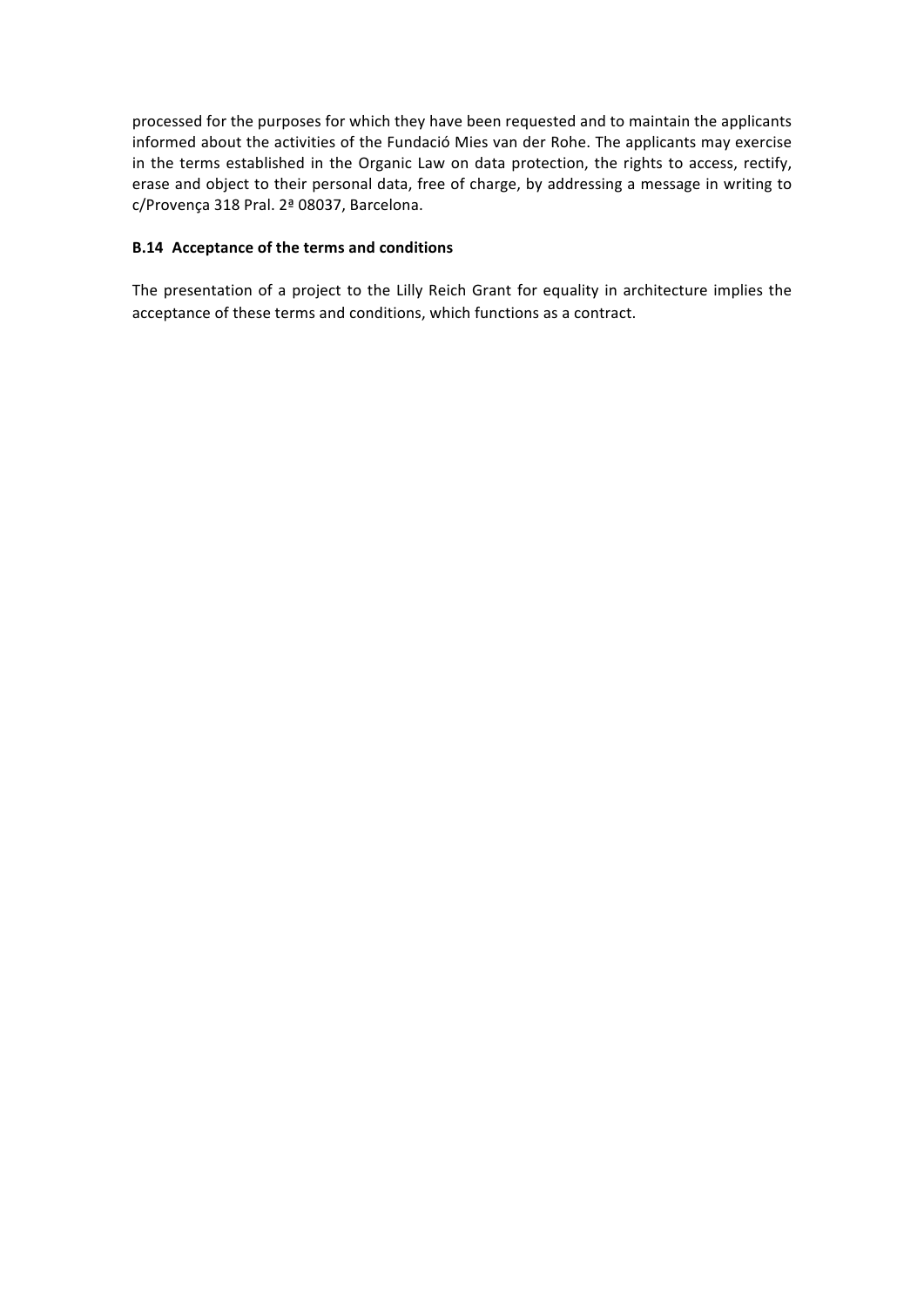processed for the purposes for which they have been requested and to maintain the applicants informed about the activities of the Fundació Mies van der Rohe. The applicants may exercise in the terms established in the Organic Law on data protection, the rights to access, rectify, erase and object to their personal data, free of charge, by addressing a message in writing to c/Provença 318 Pral. 2ª 08037, Barcelona.

**B.14 Acceptance of the terms and conditions**

The presentation of a project to the Lilly Reich Grant for equality in architecture implies the acceptance of these terms and conditions, which functions as a contract.